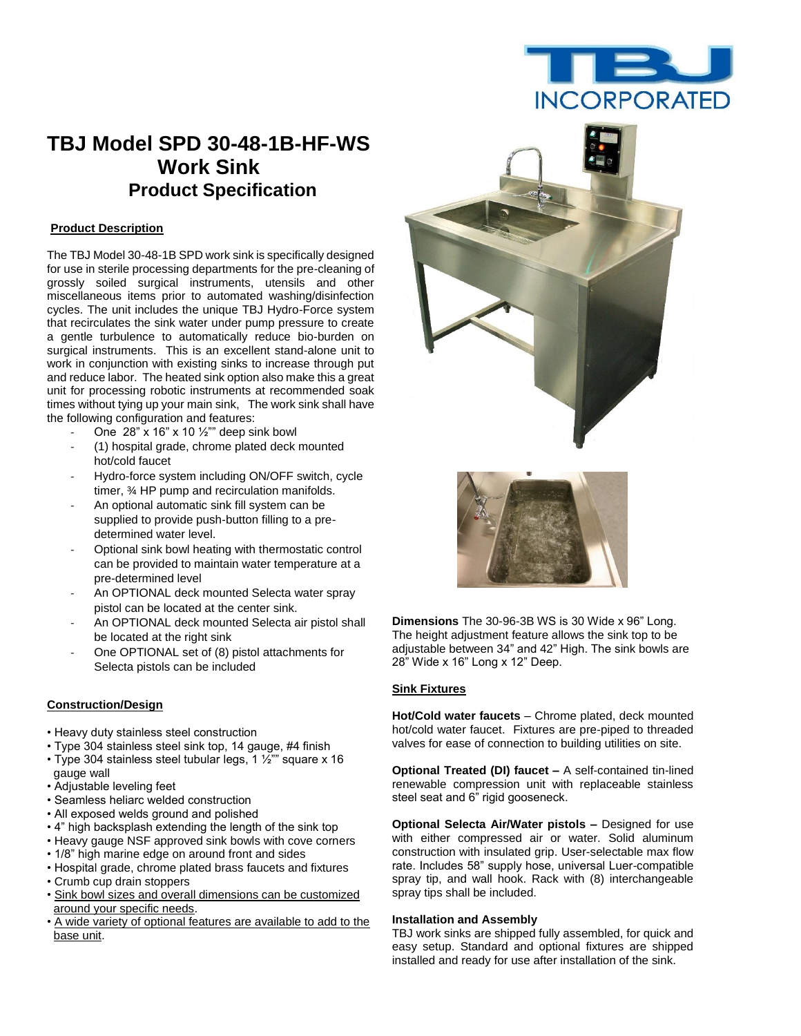# TBJ Model SPD 30-48-1B-HF-WS Work Sink Product Specification

## Product Description

The TBJ Model 30-48-1B SPD work sink is specifically designed for use in sterile processing departments for the pre-cleaning of grossly soiled surgical instruments, utensils and other miscellaneous items prior to automated washing/disinfection cycles. The unit includes the unique TBJ Hydro-Force system that recirculates the sink water under pump pressure to create a gentle turbulence to automatically reduce bio-burden on surgical instruments. This is an excellent stand-alone unit to work in conjunction with existing sinks to increase through put and reduce labor. The heated sink option also make this a great unit for processing robotic instruments at recommended soak times without tying up your main sink, The work sink shall have the following configuration and features:

- One 28" x 16" x 10 ½"" deep sink bowl
- (1) hospital grade, chrome plated deck mounted hot/cold faucet
- Hydro-force system including ON/OFF switch, cycle timer, ¾ HP pump and recirculation manifolds.
- An optional automatic sink fill system can be supplied to provide push-button filling to a pre-determined water level.
- Optional sink bowl heating with thermostatic control can be provided to maintain water temperature at a pre-determined level
- An OPTIONAL deck mounted Selecta water spray pistol can be located at the center sink.
- An OPTIONAL deck mounted Selecta air pistol shall be located at the right sink
- One OPTIONAL set of (8) pistol attachments for Selecta pistols can be included

## Construction/Design

- Heavy duty stainless steel construction
- Type 304 stainless steel sink top, 14 gauge, #4 finish
- Type 304 stainless steel tubular legs, 1 ½"" square x 16 gauge wall
- Adjustable leveling feet
- Seamless heliarc welded construction
- All exposed welds ground and polished
- 4" high backsplash extending the length of the sink top
- Heavy gauge NSF approved sink bowls with cove corners
- 1/8" high marine edge on around front and sides
- Hospital grade, chrome plated brass faucets and fixtures
- Crumb cup drain stoppers
- Sink bowl sizes and overall dimensions can be customized around your specific needs.
- A wide variety of optional features are available to add to the base unit.

**Dimensions** The 30-96-3B WS is 30 Wide x 96" Long. The height adjustment feature allows the sink top to be adjustable between 34" and 42" High. The sink bowls are 28" Wide x 16" Long x 12" Deep.

## Sink Fixtures

**Hot/Cold water faucets** – Chrome plated, deck mounted hot/cold water faucet. Fixtures are pre-piped to threaded valves for ease of connection to building utilities on site.

**Optional Treated (DI) faucet –** A self-contained tin-lined renewable compression unit with replaceable stainless steel seat and 6" rigid gooseneck.

**Optional Selecta Air/Water pistols –** Designed for use with either compressed air or water. Solid aluminum construction with insulated grip. User-selectable max flow rate. Includes 58" supply hose, universal Luer-compatible spray tip, and wall hook. Rack with (8) interchangeable spray tips shall be included.

### Installation and Assembly

TBJ work sinks are shipped fully assembled, for quick and easy setup. Standard and optional fixtures are shipped installed and ready for use after installation of the sink.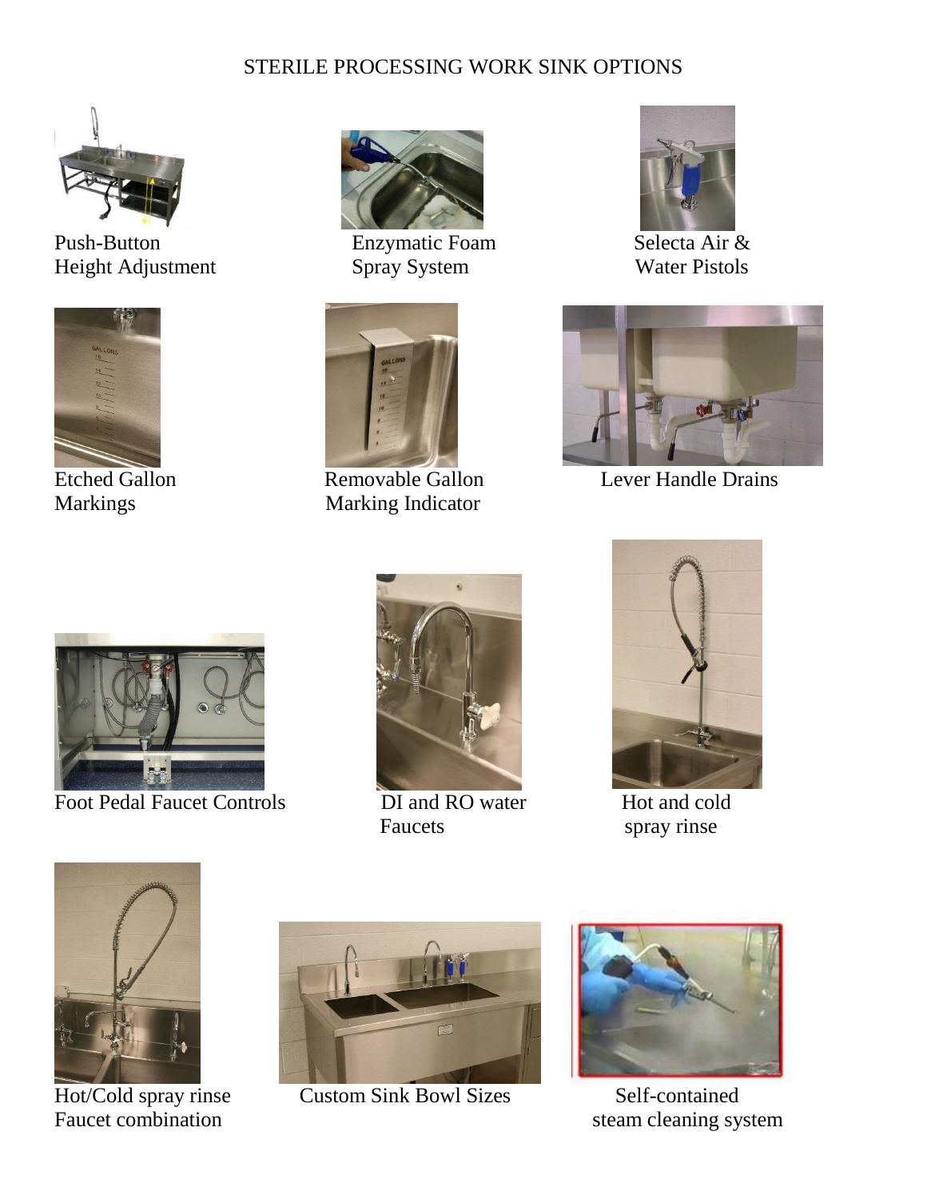# STERILE PROCESSING WORK SINK OPTIONS

Push-Button Height Adjustment

Enzymatic Foam Spray System

Selecta Air & Water Pistols

Etched Gallon Markings

Removable Gallon Marking Indicator

Lever Handle Drains

Foot Pedal Faucet Controls

DI and RO water Faucets

Hot and cold spray rinse

Hot/Cold spray rinse Faucet combination

Custom Sink Bowl Sizes

Self-contained steam cleaning system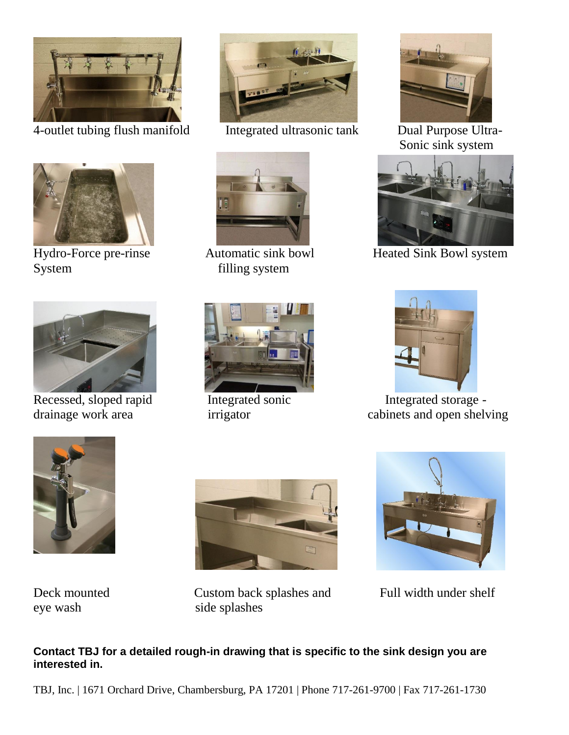4-outlet tubing flush manifold

Integrated ultrasonic tank

Dual Purpose Ultra-Sonic sink system

Hydro-Force pre-rinse System

Automatic sink bowl filling system

Heated Sink Bowl system

Recessed, sloped rapid drainage work area

Integrated sonic irrigator

Integrated storage - cabinets and open shelving

Deck mounted eye wash

Custom back splashes and side splashes

Full width under shelf

**Contact TBJ for a detailed rough-in drawing that is specific to the sink design you are interested in.**

TBJ, Inc. | 1671 Orchard Drive, Chambersburg, PA 17201 | Phone 717-261-9700 | Fax 717-261-1730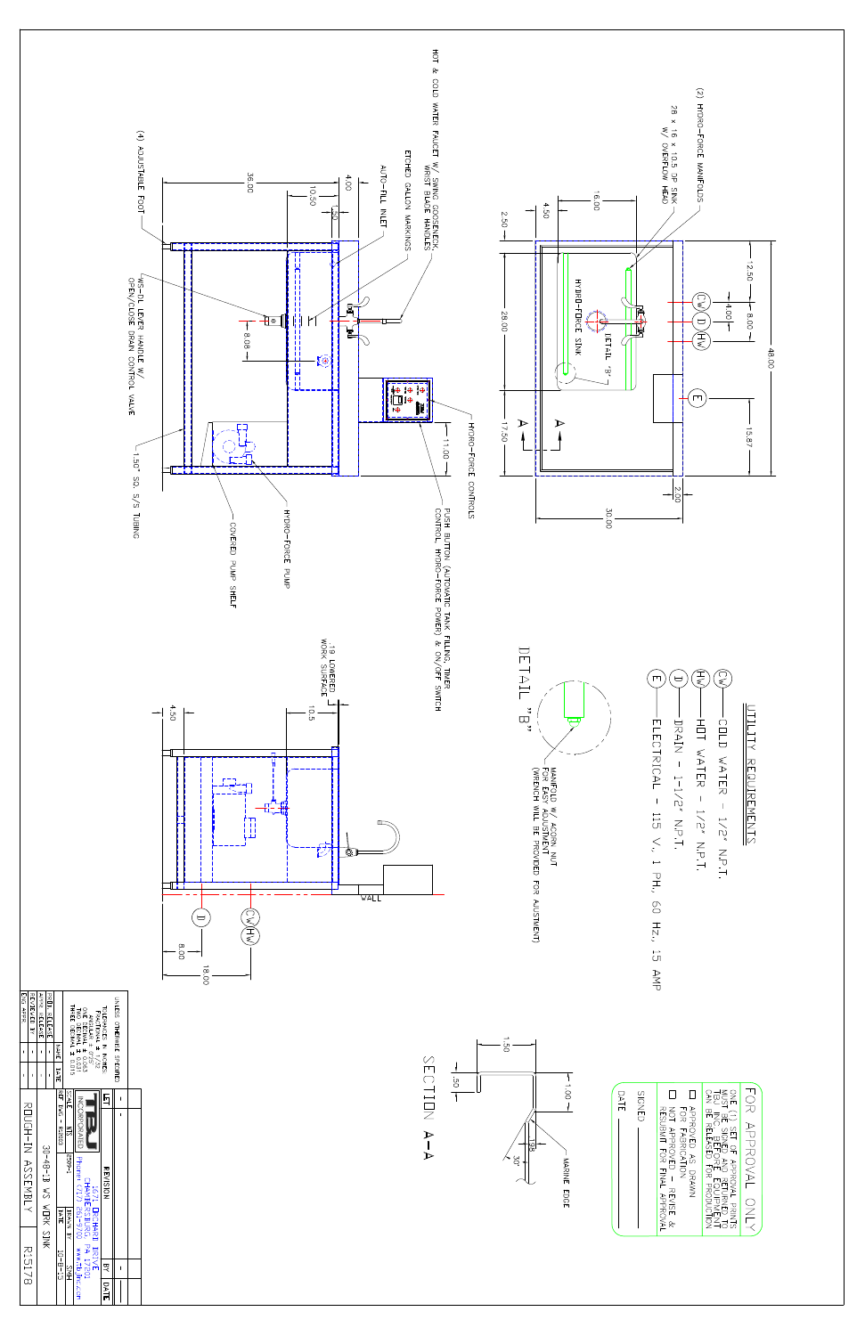## UTILITY REQUIREMENTS

- (CW) COLD WATER - 1/2" N.P.T.
- (HW) HOT WATER - 1/2" N.P.T.
- (D) DRAIN - 1-1/2" N.P.T.
- (E) ELECTRICAL - 115 V., 1 PH., 60 Hz., 15 AMP

(2) HYDRO-FORCE MANIFOLDS

28 x 16 x 10.5 DP. SINK W/ OVERFLOW HEAD

HYDRO-FORCE SINK

DETAIL "B"

A

12.50
4.00
8.00
48.00
15.87
16.00
4.50
2.50
28.00
17.50
2.00
30.00

HOT & COLD WATER FAUCET W/ SWING GOOSENECK, WRIST BLADE HANDLES

ETCHED GALLON MARKINGS

AUTO-FILL INLET

(4) ADJUSTABLE FOOT

WS-DL LEVER HANDLE W/ OPEN/CLOSE DRAIN CONTROL VALVE

1.50" SQ. S/S TUBING

COVERED PUMP SHELF

HYDRO-FORCE PUMP

HYDRO-FORCE CONTROLS

PUSH BUTTON (AUTOMATIC TANK FILLING, TIMER CONTROL HYDRO-FORCE POWER) & ON/OFF SWITCH

36.00
4.00
10.50
1.50
8.08
11.00

.19 LOWERED WORK SURFACE

10.5
4.50
WALL
8.00
18.00

DETAIL "B"

MANIFOLD W/ ACORN NUT FOR EASY ADJUSTMENT (WRENCH WILL BE PROVIDED FOR AJUSTMENT)

SECTION A-A

1.50
.50
1.00
.38
30°
MARINE EDGE

## FOR APPROVAL ONLY

ONE (1) SET OF APPROVAL PRINTS MUST BE SIGNED AND RETURNED TO TBJ INC. BEFORE EQUIPMENT CAN BE RELEASED FOR PRODUCTION.

- ☐ APPROVED AS DRAWN FOR FABRICATION
- ☐ NOT APPROVED - REVISE & RESUBMIT FOR FINAL APPROVAL

SIGNED ________

DATE ________

UNLESS OTHERWISE SPECIFIED
TOLERANCES IN INCHES
FRACTIONAL ± 1/32
ANGULAR ± 0.5°
ONE DECIMAL ± 0.063
TWO DECIMAL ± 0.031
THREE DECIMAL ± 0.015

| | NAME | DATE |
|---|---|---|
| PROD. RELEASE | - | - |
| APPR. RELEASE | - | - |
| REVIEWED BY | - | - |
| ENG. APPR. | - | - |

| LET | REVISION | BY | DATE |
|---|---|---|---|
| - | - | - | - |

TBJ INCORPORATED
1675 ORCHARD DRIVE
CHAMBERSBURG, PA 17201
Phone: (717) 261-9700
www.TBJinc.com

SCALE: NTS
REF DWG: R15000
DRAWN BY: SMH
DATE: 10-8-13

30-48-1B WS WORK SINK

ROUGH-IN ASSEMBLY

R15178